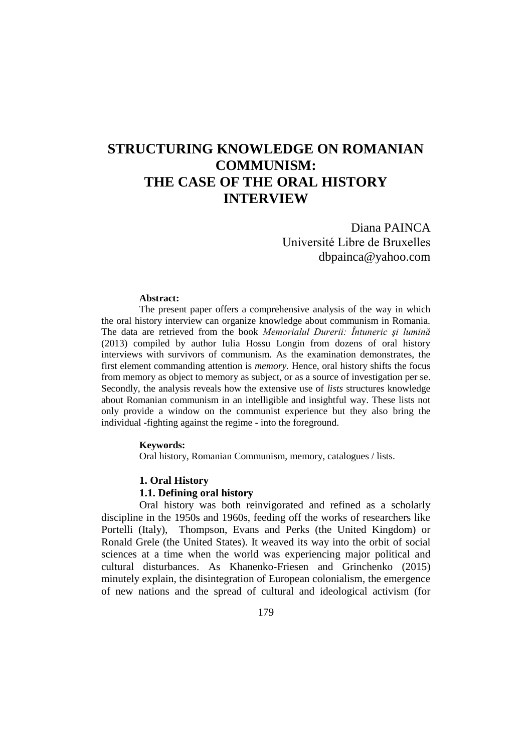# STRUCTURING KNOWLEDGE ON ROMANIAN COMMUNISM: THE CASE OF THE ORAL HISTORY INTERVIEW

Diana PAINCA
Université Libre de Bruxelles
dbpainca@yahoo.com

**Abstract:**

The present paper offers a comprehensive analysis of the way in which the oral history interview can organize knowledge about communism in Romania. The data are retrieved from the book *Memorialul Durerii: Întuneric şi lumină* (2013) compiled by author Iulia Hossu Longin from dozens of oral history interviews with survivors of communism. As the examination demonstrates, the first element commanding attention is *memory*. Hence, oral history shifts the focus from memory as object to memory as subject, or as a source of investigation per se. Secondly, the analysis reveals how the extensive use of *lists* structures knowledge about Romanian communism in an intelligible and insightful way. These lists not only provide a window on the communist experience but they also bring the individual -fighting against the regime - into the foreground.

**Keywords:**

Oral history, Romanian Communism, memory, catalogues / lists.

## 1. Oral History

### 1.1. Defining oral history

Oral history was both reinvigorated and refined as a scholarly discipline in the 1950s and 1960s, feeding off the works of researchers like Portelli (Italy), Thompson, Evans and Perks (the United Kingdom) or Ronald Grele (the United States). It weaved its way into the orbit of social sciences at a time when the world was experiencing major political and cultural disturbances. As Khanenko-Friesen and Grinchenko (2015) minutely explain, the disintegration of European colonialism, the emergence of new nations and the spread of cultural and ideological activism (for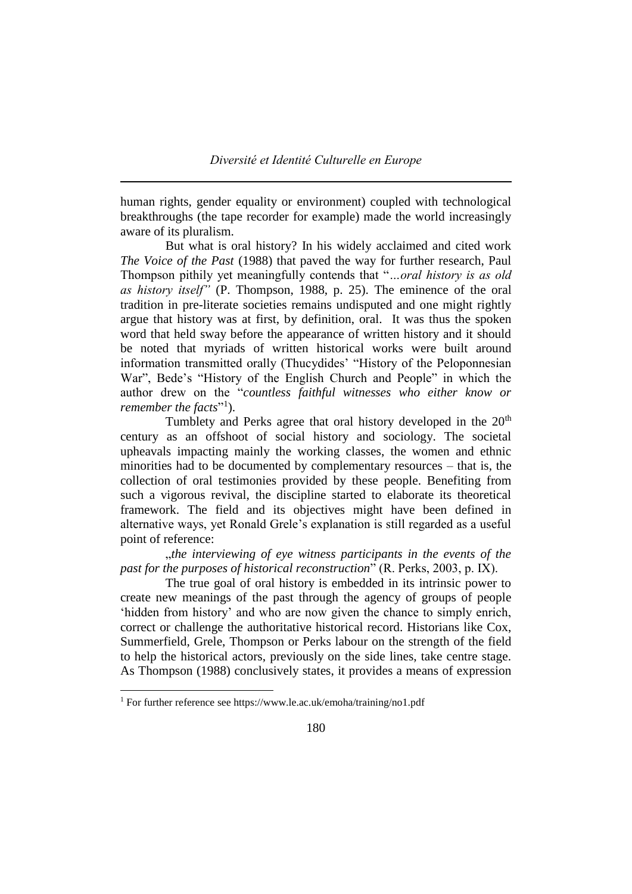human rights, gender equality or environment) coupled with technological breakthroughs (the tape recorder for example) made the world increasingly aware of its pluralism.

But what is oral history? In his widely acclaimed and cited work *The Voice of the Past* (1988) that paved the way for further research, Paul Thompson pithily yet meaningfully contends that "*…oral history is as old as history itself"* (P. Thompson, 1988, p. 25). The eminence of the oral tradition in pre-literate societies remains undisputed and one might rightly argue that history was at first, by definition, oral. It was thus the spoken word that held sway before the appearance of written history and it should be noted that myriads of written historical works were built around information transmitted orally (Thucydides' "History of the Peloponnesian War", Bede's "History of the English Church and People" in which the author drew on the "*countless faithful witnesses who either know or remember the facts*"[1]).

Tumblety and Perks agree that oral history developed in the 20th century as an offshoot of social history and sociology. The societal upheavals impacting mainly the working classes, the women and ethnic minorities had to be documented by complementary resources – that is, the collection of oral testimonies provided by these people. Benefiting from such a vigorous revival, the discipline started to elaborate its theoretical framework. The field and its objectives might have been defined in alternative ways, yet Ronald Grele's explanation is still regarded as a useful point of reference:

„*the interviewing of eye witness participants in the events of the past for the purposes of historical reconstruction*" (R. Perks, 2003, p. IX).

The true goal of oral history is embedded in its intrinsic power to create new meanings of the past through the agency of groups of people 'hidden from history' and who are now given the chance to simply enrich, correct or challenge the authoritative historical record. Historians like Cox, Summerfield, Grele, Thompson or Perks labour on the strength of the field to help the historical actors, previously on the side lines, take centre stage. As Thompson (1988) conclusively states, it provides a means of expression

---

[1] For further reference see https://www.le.ac.uk/emoha/training/no1.pdf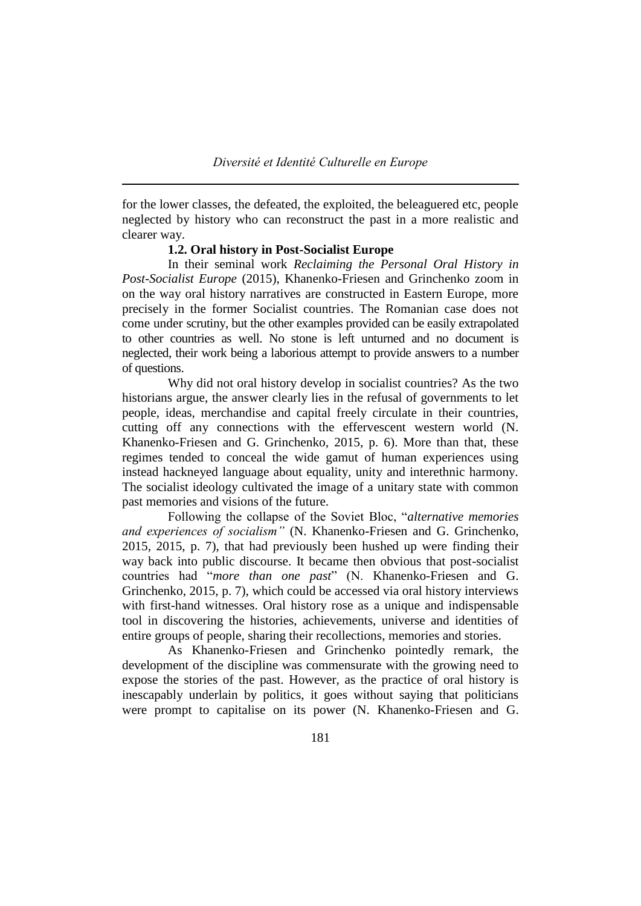for the lower classes, the defeated, the exploited, the beleaguered etc, people neglected by history who can reconstruct the past in a more realistic and clearer way.

### 1.2. Oral history in Post-Socialist Europe

In their seminal work *Reclaiming the Personal Oral History in Post-Socialist Europe* (2015), Khanenko-Friesen and Grinchenko zoom in on the way oral history narratives are constructed in Eastern Europe, more precisely in the former Socialist countries. The Romanian case does not come under scrutiny, but the other examples provided can be easily extrapolated to other countries as well. No stone is left unturned and no document is neglected, their work being a laborious attempt to provide answers to a number of questions.

Why did not oral history develop in socialist countries? As the two historians argue, the answer clearly lies in the refusal of governments to let people, ideas, merchandise and capital freely circulate in their countries, cutting off any connections with the effervescent western world (N. Khanenko-Friesen and G. Grinchenko, 2015, p. 6). More than that, these regimes tended to conceal the wide gamut of human experiences using instead hackneyed language about equality, unity and interethnic harmony. The socialist ideology cultivated the image of a unitary state with common past memories and visions of the future.

Following the collapse of the Soviet Bloc, "*alternative memories and experiences of socialism"* (N. Khanenko-Friesen and G. Grinchenko, 2015, 2015, p. 7), that had previously been hushed up were finding their way back into public discourse. It became then obvious that post-socialist countries had "*more than one past*" (N. Khanenko-Friesen and G. Grinchenko, 2015, p. 7), which could be accessed via oral history interviews with first-hand witnesses. Oral history rose as a unique and indispensable tool in discovering the histories, achievements, universe and identities of entire groups of people, sharing their recollections, memories and stories.

As Khanenko-Friesen and Grinchenko pointedly remark, the development of the discipline was commensurate with the growing need to expose the stories of the past. However, as the practice of oral history is inescapably underlain by politics, it goes without saying that politicians were prompt to capitalise on its power (N. Khanenko-Friesen and G.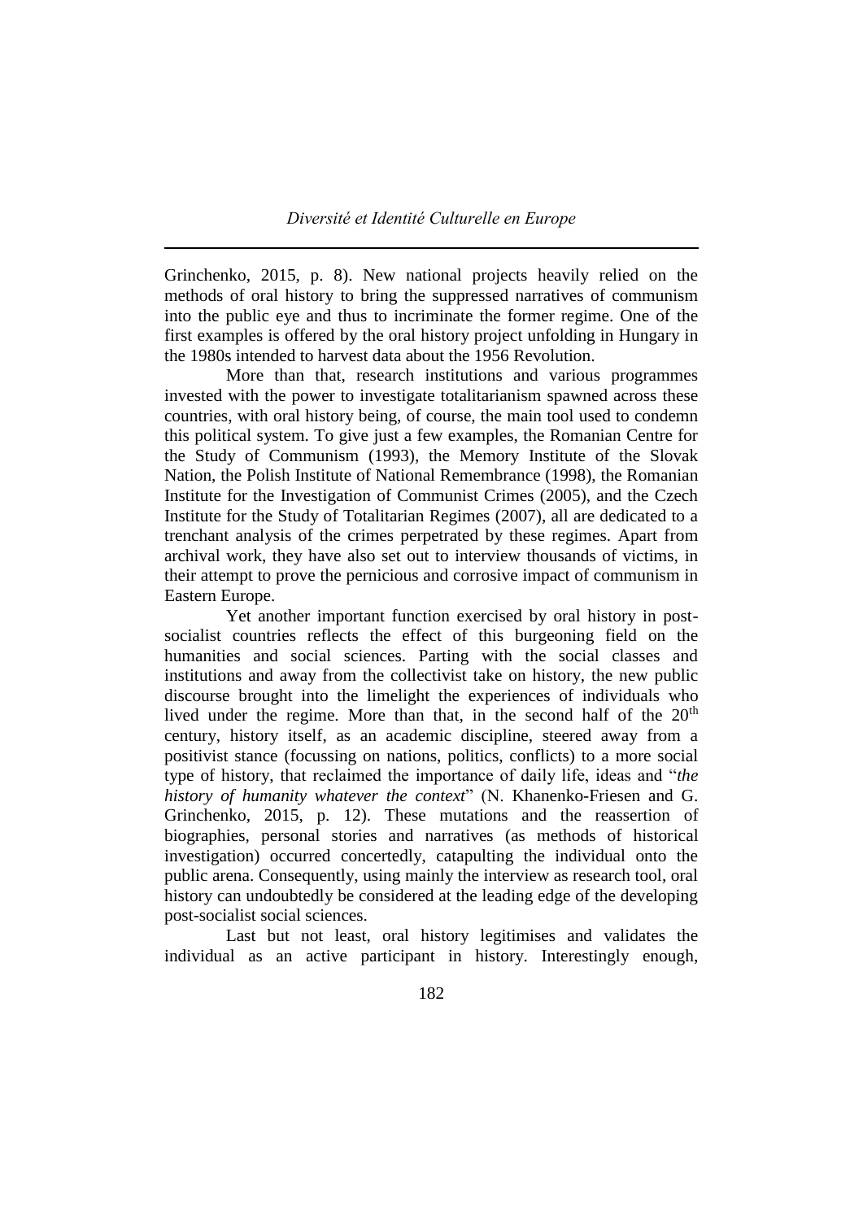Grinchenko, 2015, p. 8). New national projects heavily relied on the methods of oral history to bring the suppressed narratives of communism into the public eye and thus to incriminate the former regime. One of the first examples is offered by the oral history project unfolding in Hungary in the 1980s intended to harvest data about the 1956 Revolution.

More than that, research institutions and various programmes invested with the power to investigate totalitarianism spawned across these countries, with oral history being, of course, the main tool used to condemn this political system. To give just a few examples, the Romanian Centre for the Study of Communism (1993), the Memory Institute of the Slovak Nation, the Polish Institute of National Remembrance (1998), the Romanian Institute for the Investigation of Communist Crimes (2005), and the Czech Institute for the Study of Totalitarian Regimes (2007), all are dedicated to a trenchant analysis of the crimes perpetrated by these regimes. Apart from archival work, they have also set out to interview thousands of victims, in their attempt to prove the pernicious and corrosive impact of communism in Eastern Europe.

Yet another important function exercised by oral history in post-socialist countries reflects the effect of this burgeoning field on the humanities and social sciences. Parting with the social classes and institutions and away from the collectivist take on history, the new public discourse brought into the limelight the experiences of individuals who lived under the regime. More than that, in the second half of the 20th century, history itself, as an academic discipline, steered away from a positivist stance (focussing on nations, politics, conflicts) to a more social type of history, that reclaimed the importance of daily life, ideas and "*the history of humanity whatever the context*" (N. Khanenko-Friesen and G. Grinchenko, 2015, p. 12). These mutations and the reassertion of biographies, personal stories and narratives (as methods of historical investigation) occurred concertedly, catapulting the individual onto the public arena. Consequently, using mainly the interview as research tool, oral history can undoubtedly be considered at the leading edge of the developing post-socialist social sciences.

Last but not least, oral history legitimises and validates the individual as an active participant in history. Interestingly enough,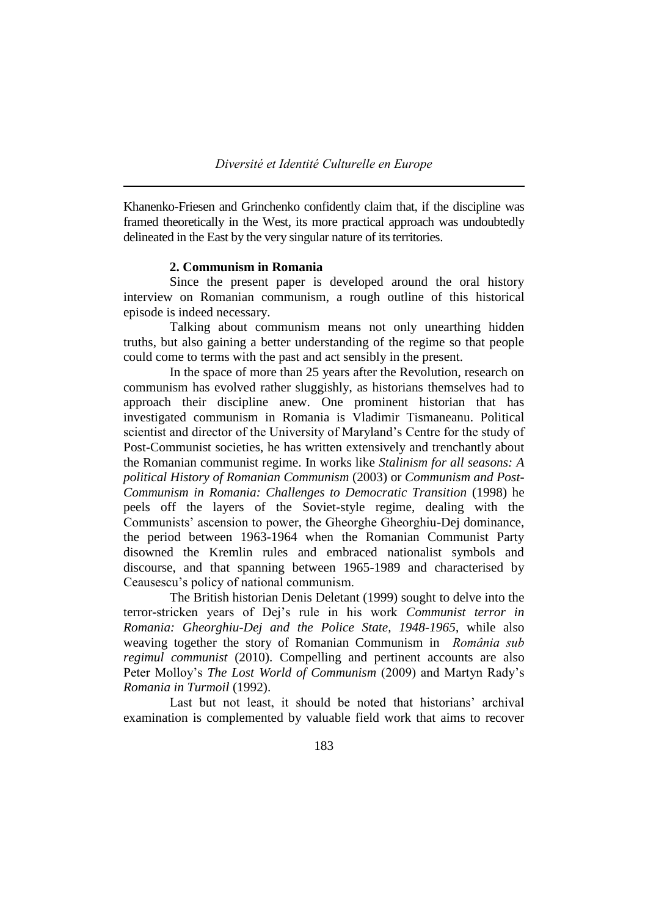Khanenko-Friesen and Grinchenko confidently claim that, if the discipline was framed theoretically in the West, its more practical approach was undoubtedly delineated in the East by the very singular nature of its territories.

### 2. Communism in Romania

Since the present paper is developed around the oral history interview on Romanian communism, a rough outline of this historical episode is indeed necessary.

Talking about communism means not only unearthing hidden truths, but also gaining a better understanding of the regime so that people could come to terms with the past and act sensibly in the present.

In the space of more than 25 years after the Revolution, research on communism has evolved rather sluggishly, as historians themselves had to approach their discipline anew. One prominent historian that has investigated communism in Romania is Vladimir Tismaneanu. Political scientist and director of the University of Maryland's Centre for the study of Post-Communist societies, he has written extensively and trenchantly about the Romanian communist regime. In works like *Stalinism for all seasons: A political History of Romanian Communism* (2003) or *Communism and Post-Communism in Romania: Challenges to Democratic Transition* (1998) he peels off the layers of the Soviet-style regime, dealing with the Communists' ascension to power, the Gheorghe Gheorghiu-Dej dominance, the period between 1963-1964 when the Romanian Communist Party disowned the Kremlin rules and embraced nationalist symbols and discourse, and that spanning between 1965-1989 and characterised by Ceausescu's policy of national communism.

The British historian Denis Deletant (1999) sought to delve into the terror-stricken years of Dej's rule in his work *Communist terror in Romania: Gheorghiu-Dej and the Police State, 1948-1965*, while also weaving together the story of Romanian Communism in *România sub regimul communist* (2010). Compelling and pertinent accounts are also Peter Molloy's *The Lost World of Communism* (2009) and Martyn Rady's *Romania in Turmoil* (1992).

Last but not least, it should be noted that historians' archival examination is complemented by valuable field work that aims to recover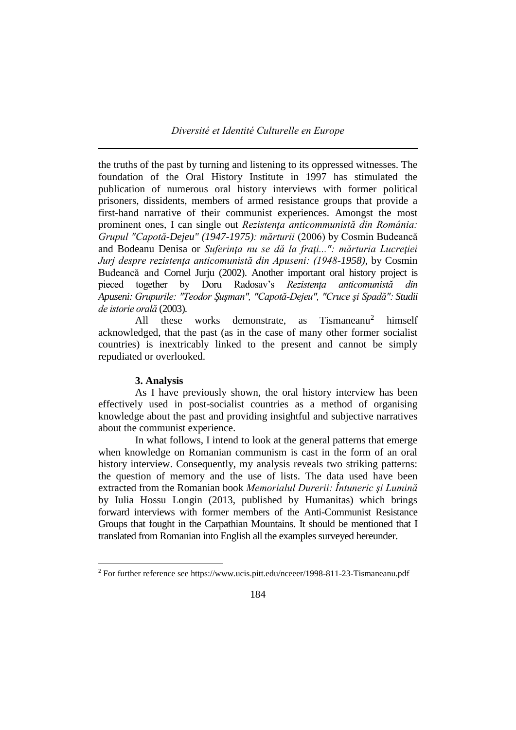the truths of the past by turning and listening to its oppressed witnesses. The foundation of the Oral History Institute in 1997 has stimulated the publication of numerous oral history interviews with former political prisoners, dissidents, members of armed resistance groups that provide a first-hand narrative of their communist experiences. Amongst the most prominent ones, I can single out *Rezistenţa anticommunistă din România: Grupul "Capotă-Dejeu" (1947-1975): mărturii* (2006) by Cosmin Budeancă and Bodeanu Denisa or *Suferinţa nu se dă la fraţi...": mărturia Lucreţiei Jurj despre rezistenţa anticomunistă din Apuseni: (1948-1958)*, by Cosmin Budeancă and Cornel Jurju (2002). Another important oral history project is pieced together by Doru Radosav's *Rezistenţa anticomunistă din Apuseni: Grupurile: "Teodor Şuşman", "Capotă-Dejeu", "Cruce şi Spadă": Studii de istorie orală* (2003).

All these works demonstrate, as Tismaneanu[2] himself acknowledged, that the past (as in the case of many other former socialist countries) is inextricably linked to the present and cannot be simply repudiated or overlooked.

### 3. Analysis

As I have previously shown, the oral history interview has been effectively used in post-socialist countries as a method of organising knowledge about the past and providing insightful and subjective narratives about the communist experience.

In what follows, I intend to look at the general patterns that emerge when knowledge on Romanian communism is cast in the form of an oral history interview. Consequently, my analysis reveals two striking patterns: the question of memory and the use of lists. The data used have been extracted from the Romanian book *Memorialul Durerii: Întuneric şi Lumină* by Iulia Hossu Longin (2013, published by Humanitas) which brings forward interviews with former members of the Anti-Communist Resistance Groups that fought in the Carpathian Mountains. It should be mentioned that I translated from Romanian into English all the examples surveyed hereunder.

---

[2] For further reference see https://www.ucis.pitt.edu/nceeer/1998-811-23-Tismaneanu.pdf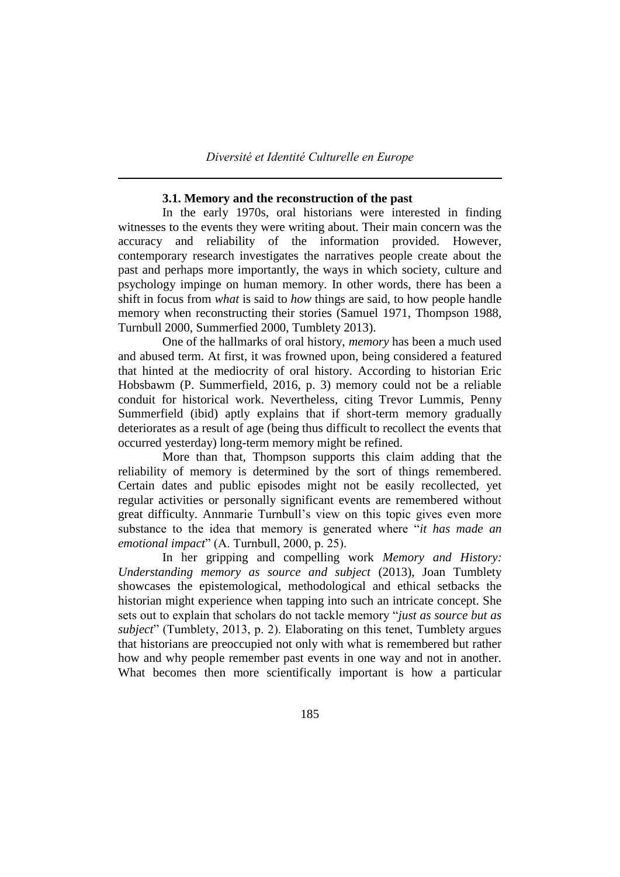### 3.1. Memory and the reconstruction of the past

In the early 1970s, oral historians were interested in finding witnesses to the events they were writing about. Their main concern was the accuracy and reliability of the information provided. However, contemporary research investigates the narratives people create about the past and perhaps more importantly, the ways in which society, culture and psychology impinge on human memory. In other words, there has been a shift in focus from *what* is said to *how* things are said, to how people handle memory when reconstructing their stories (Samuel 1971, Thompson 1988, Turnbull 2000, Summerfied 2000, Tumblety 2013).

One of the hallmarks of oral history, *memory* has been a much used and abused term. At first, it was frowned upon, being considered a featured that hinted at the mediocrity of oral history. According to historian Eric Hobsbawm (P. Summerfield, 2016, p. 3) memory could not be a reliable conduit for historical work. Nevertheless, citing Trevor Lummis, Penny Summerfield (ibid) aptly explains that if short-term memory gradually deteriorates as a result of age (being thus difficult to recollect the events that occurred yesterday) long-term memory might be refined.

More than that, Thompson supports this claim adding that the reliability of memory is determined by the sort of things remembered. Certain dates and public episodes might not be easily recollected, yet regular activities or personally significant events are remembered without great difficulty. Annmarie Turnbull's view on this topic gives even more substance to the idea that memory is generated where "*it has made an emotional impact*" (A. Turnbull, 2000, p. 25).

In her gripping and compelling work *Memory and History: Understanding memory as source and subject* (2013), Joan Tumblety showcases the epistemological, methodological and ethical setbacks the historian might experience when tapping into such an intricate concept. She sets out to explain that scholars do not tackle memory "*just as source but as subject*" (Tumblety, 2013, p. 2). Elaborating on this tenet, Tumblety argues that historians are preoccupied not only with what is remembered but rather how and why people remember past events in one way and not in another. What becomes then more scientifically important is how a particular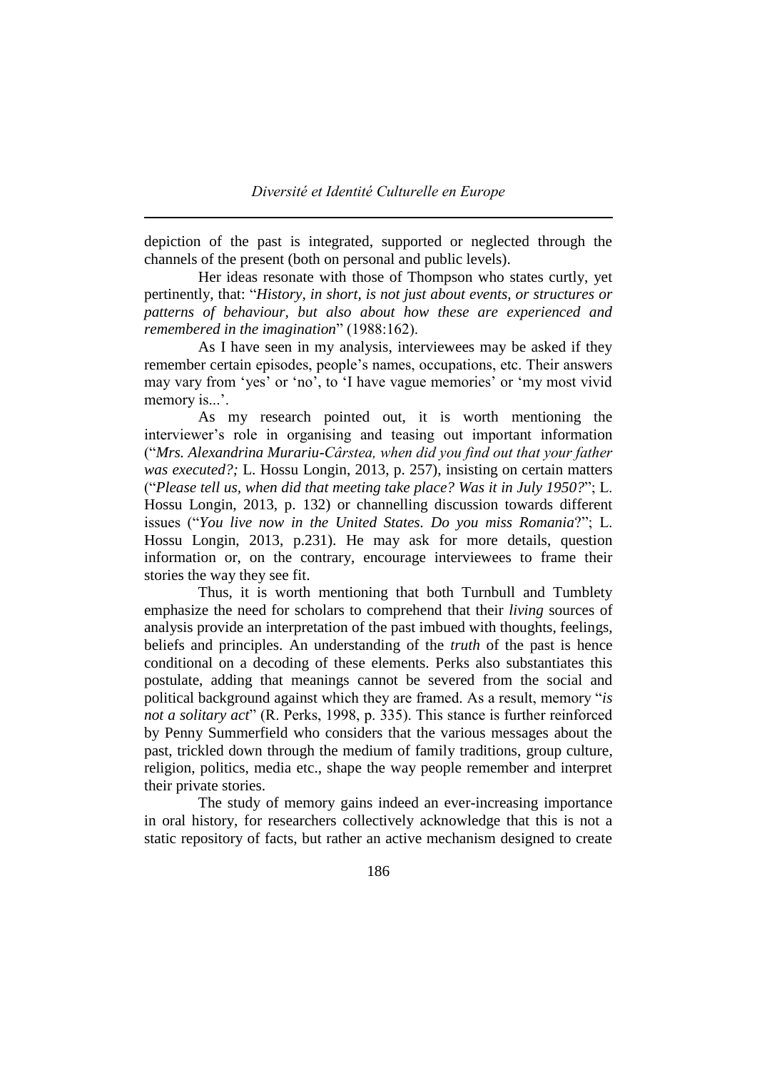depiction of the past is integrated, supported or neglected through the channels of the present (both on personal and public levels).

Her ideas resonate with those of Thompson who states curtly, yet pertinently, that: "*History, in short, is not just about events, or structures or patterns of behaviour, but also about how these are experienced and remembered in the imagination*" (1988:162).

As I have seen in my analysis, interviewees may be asked if they remember certain episodes, people's names, occupations, etc. Their answers may vary from 'yes' or 'no', to 'I have vague memories' or 'my most vivid memory is...'.

As my research pointed out, it is worth mentioning the interviewer's role in organising and teasing out important information ("*Mrs. Alexandrina Murariu-Cârstea, when did you find out that your father was executed?;* L. Hossu Longin, 2013, p. 257), insisting on certain matters ("*Please tell us, when did that meeting take place? Was it in July 1950?*"; L. Hossu Longin, 2013, p. 132) or channelling discussion towards different issues ("*You live now in the United States. Do you miss Romania*?"; L. Hossu Longin, 2013, p.231). He may ask for more details, question information or, on the contrary, encourage interviewees to frame their stories the way they see fit.

Thus, it is worth mentioning that both Turnbull and Tumblety emphasize the need for scholars to comprehend that their *living* sources of analysis provide an interpretation of the past imbued with thoughts, feelings, beliefs and principles. An understanding of the *truth* of the past is hence conditional on a decoding of these elements. Perks also substantiates this postulate, adding that meanings cannot be severed from the social and political background against which they are framed. As a result, memory "*is not a solitary act*" (R. Perks, 1998, p. 335). This stance is further reinforced by Penny Summerfield who considers that the various messages about the past, trickled down through the medium of family traditions, group culture, religion, politics, media etc., shape the way people remember and interpret their private stories.

The study of memory gains indeed an ever-increasing importance in oral history, for researchers collectively acknowledge that this is not a static repository of facts, but rather an active mechanism designed to create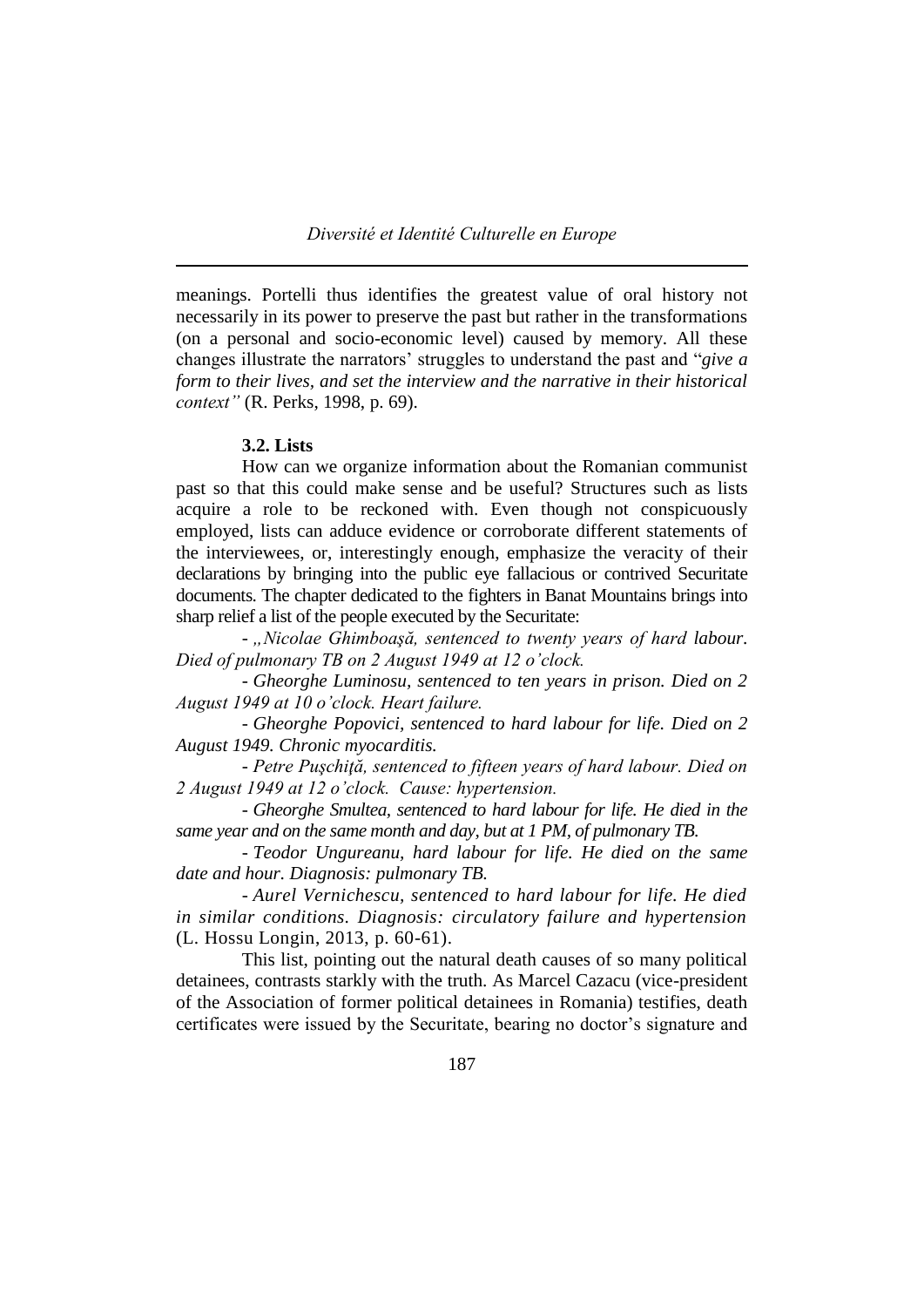meanings. Portelli thus identifies the greatest value of oral history not necessarily in its power to preserve the past but rather in the transformations (on a personal and socio-economic level) caused by memory. All these changes illustrate the narrators' struggles to understand the past and "*give a form to their lives, and set the interview and the narrative in their historical context"* (R. Perks, 1998, p. 69).

### 3.2. Lists

How can we organize information about the Romanian communist past so that this could make sense and be useful? Structures such as lists acquire a role to be reckoned with. Even though not conspicuously employed, lists can adduce evidence or corroborate different statements of the interviewees, or, interestingly enough, emphasize the veracity of their declarations by bringing into the public eye fallacious or contrived Securitate documents. The chapter dedicated to the fighters in Banat Mountains brings into sharp relief a list of the people executed by the Securitate:

- *„Nicolae Ghimboaşă, sentenced to twenty years of hard labour. Died of pulmonary TB on 2 August 1949 at 12 o'clock.*

- *Gheorghe Luminosu, sentenced to ten years in prison. Died on 2 August 1949 at 10 o'clock. Heart failure.*

- *Gheorghe Popovici, sentenced to hard labour for life. Died on 2 August 1949. Chronic myocarditis.*

- *Petre Puşchiţă, sentenced to fifteen years of hard labour. Died on 2 August 1949 at 12 o'clock. Cause: hypertension.*

- *Gheorghe Smultea, sentenced to hard labour for life. He died in the same year and on the same month and day, but at 1 PM, of pulmonary TB.*

- *Teodor Ungureanu, hard labour for life. He died on the same date and hour. Diagnosis: pulmonary TB.*

- *Aurel Vernichescu, sentenced to hard labour for life. He died in similar conditions. Diagnosis: circulatory failure and hypertension* (L. Hossu Longin, 2013, p. 60-61).

This list, pointing out the natural death causes of so many political detainees, contrasts starkly with the truth. As Marcel Cazacu (vice-president of the Association of former political detainees in Romania) testifies, death certificates were issued by the Securitate, bearing no doctor's signature and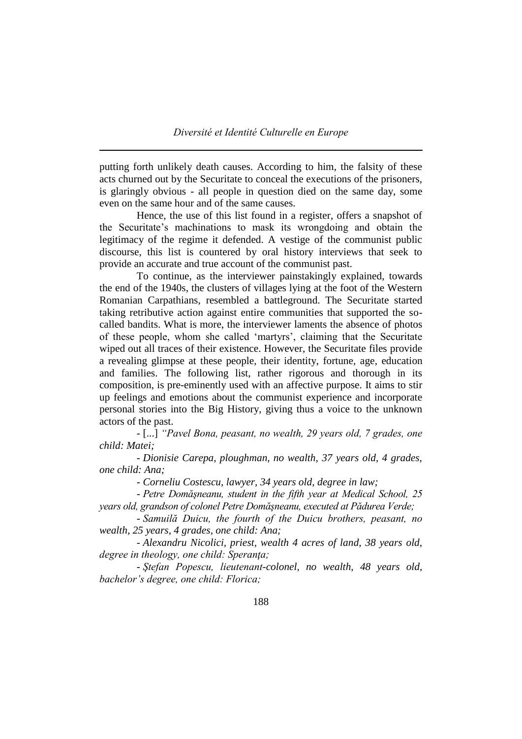putting forth unlikely death causes. According to him, the falsity of these acts churned out by the Securitate to conceal the executions of the prisoners, is glaringly obvious - all people in question died on the same day, some even on the same hour and of the same causes.

Hence, the use of this list found in a register, offers a snapshot of the Securitate's machinations to mask its wrongdoing and obtain the legitimacy of the regime it defended. A vestige of the communist public discourse, this list is countered by oral history interviews that seek to provide an accurate and true account of the communist past.

To continue, as the interviewer painstakingly explained, towards the end of the 1940s, the clusters of villages lying at the foot of the Western Romanian Carpathians, resembled a battleground. The Securitate started taking retributive action against entire communities that supported the so-called bandits. What is more, the interviewer laments the absence of photos of these people, whom she called 'martyrs', claiming that the Securitate wiped out all traces of their existence. However, the Securitate files provide a revealing glimpse at these people, their identity, fortune, age, education and families. The following list, rather rigorous and thorough in its composition, is pre-eminently used with an affective purpose. It aims to stir up feelings and emotions about the communist experience and incorporate personal stories into the Big History, giving thus a voice to the unknown actors of the past.

- [...] *"Pavel Bona, peasant, no wealth, 29 years old, 7 grades, one child: Matei;*

*- Dionisie Carepa, ploughman, no wealth, 37 years old, 4 grades, one child: Ana;*

*- Corneliu Costescu, lawyer, 34 years old, degree in law;*

*- Petre Domăşneanu, student in the fifth year at Medical School, 25 years old, grandson of colonel Petre Domăşneanu, executed at Pădurea Verde;*

*- Samuilă Duicu, the fourth of the Duicu brothers, peasant, no wealth, 25 years, 4 grades, one child: Ana;*

*- Alexandru Nicolici, priest, wealth 4 acres of land, 38 years old, degree in theology, one child: Speranţa;*

*- Ştefan Popescu, lieutenant-colonel, no wealth, 48 years old, bachelor's degree, one child: Florica;*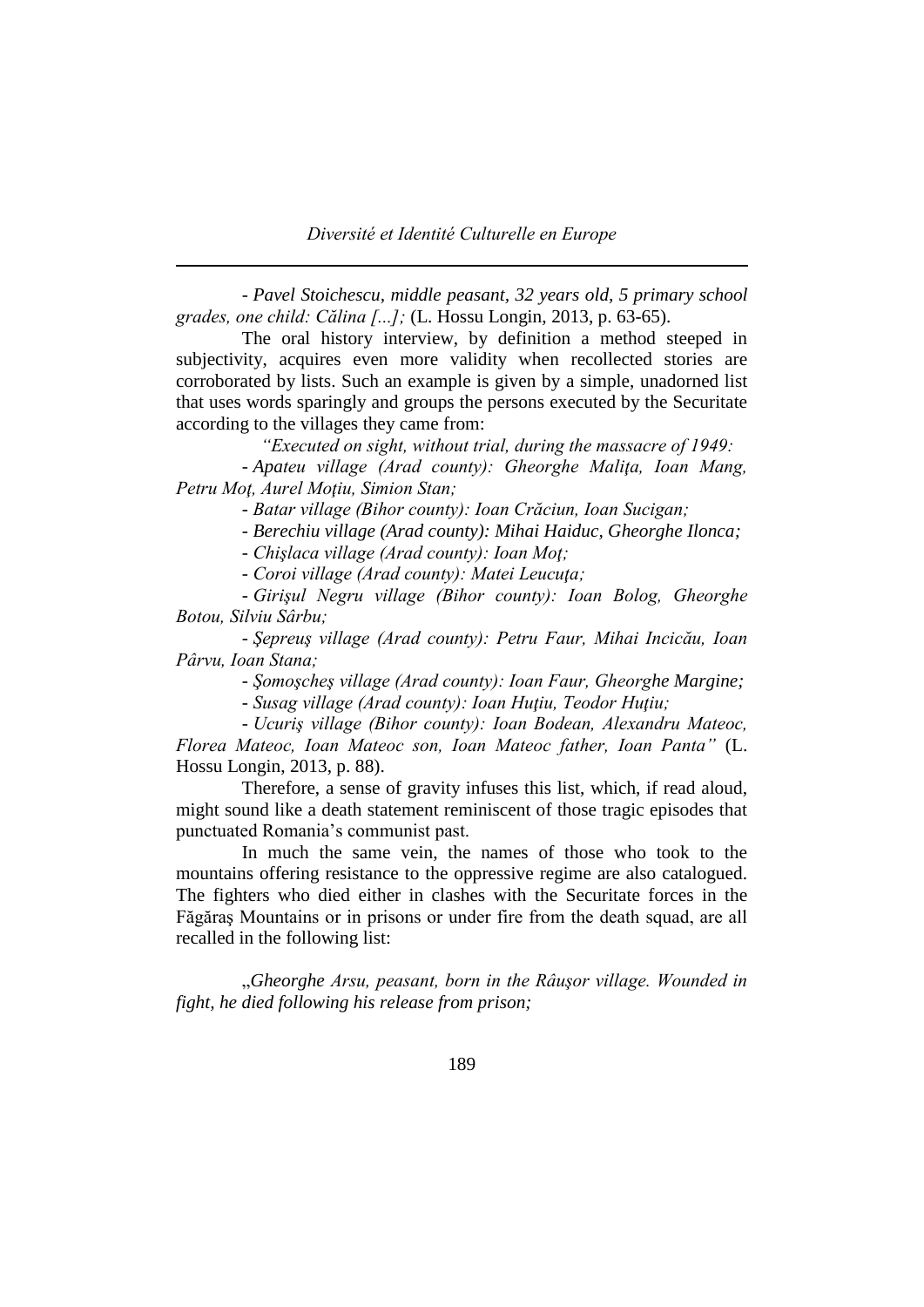*- Pavel Stoichescu, middle peasant, 32 years old, 5 primary school grades, one child: Călina [...];* (L. Hossu Longin, 2013, p. 63-65).

The oral history interview, by definition a method steeped in subjectivity, acquires even more validity when recollected stories are corroborated by lists. Such an example is given by a simple, unadorned list that uses words sparingly and groups the persons executed by the Securitate according to the villages they came from:

*"Executed on sight, without trial, during the massacre of 1949:*

*- Apateu village (Arad county): Gheorghe Maliţa, Ioan Mang, Petru Moţ, Aurel Moţiu, Simion Stan;*

*- Batar village (Bihor county): Ioan Crăciun, Ioan Sucigan;*

*- Berechiu village (Arad county): Mihai Haiduc, Gheorghe Ilonca;*

*- Chişlaca village (Arad county): Ioan Moţ;*

*- Coroi village (Arad county): Matei Leucuţa;*

*- Girişul Negru village (Bihor county): Ioan Bolog, Gheorghe Botou, Silviu Sârbu;*

*- Şepreuş village (Arad county): Petru Faur, Mihai Incicău, Ioan Pârvu, Ioan Stana;*

*- Şomoşcheş village (Arad county): Ioan Faur, Gheorghe Margine;*

*- Susag village (Arad county): Ioan Huţiu, Teodor Huţiu;*

*- Ucuriş village (Bihor county): Ioan Bodean, Alexandru Mateoc, Florea Mateoc, Ioan Mateoc son, Ioan Mateoc father, Ioan Panta"* (L. Hossu Longin, 2013, p. 88).

Therefore, a sense of gravity infuses this list, which, if read aloud, might sound like a death statement reminiscent of those tragic episodes that punctuated Romania's communist past.

In much the same vein, the names of those who took to the mountains offering resistance to the oppressive regime are also catalogued. The fighters who died either in clashes with the Securitate forces in the Făgăraş Mountains or in prisons or under fire from the death squad, are all recalled in the following list:

„*Gheorghe Arsu, peasant, born in the Râuşor village. Wounded in fight, he died following his release from prison;*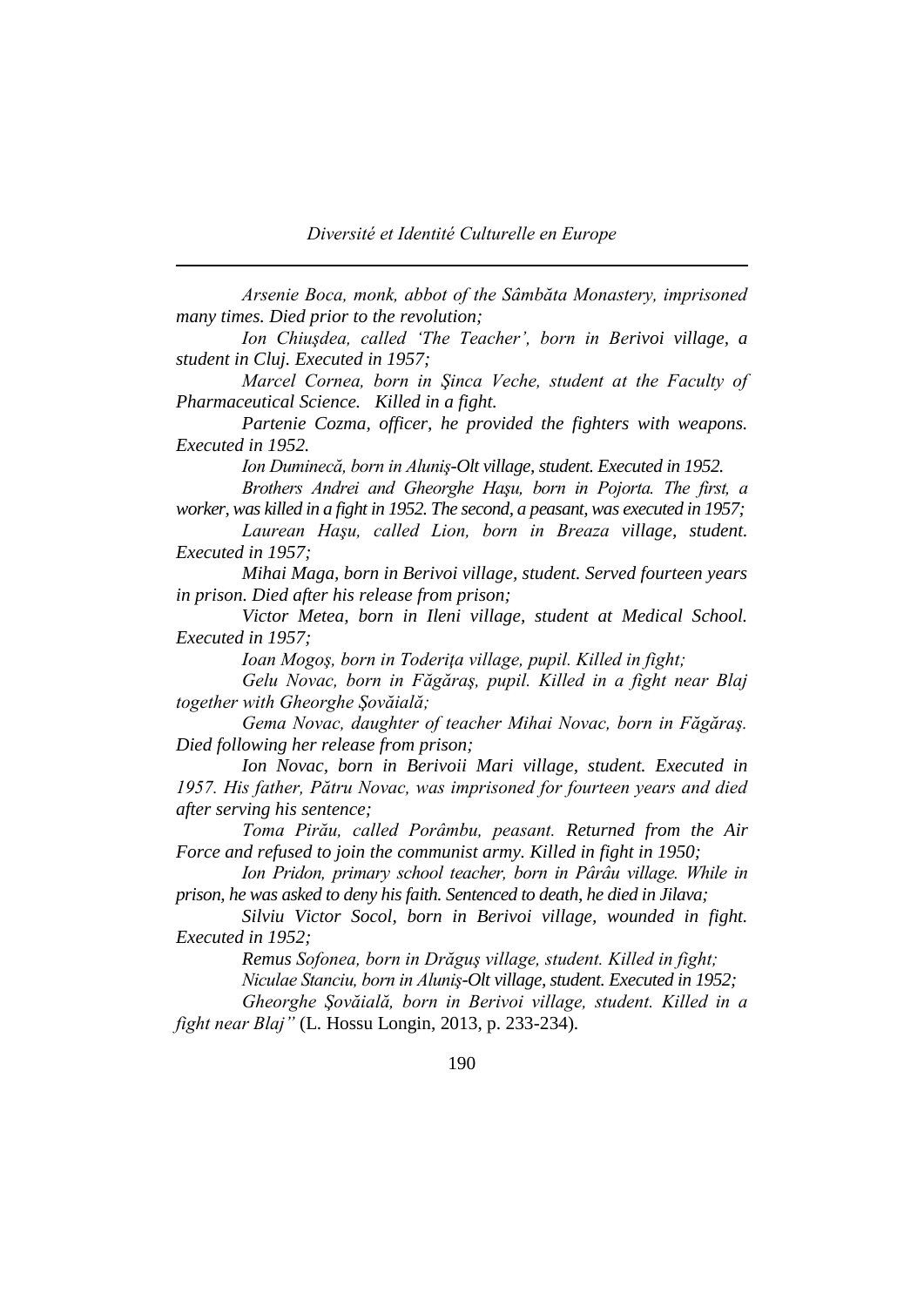*Arsenie Boca, monk, abbot of the Sâmbăta Monastery, imprisoned many times. Died prior to the revolution;*

*Ion Chiuşdea, called 'The Teacher', born in Berivoi village, a student in Cluj. Executed in 1957;*

*Marcel Cornea, born in Şinca Veche, student at the Faculty of Pharmaceutical Science. Killed in a fight.*

*Partenie Cozma, officer, he provided the fighters with weapons. Executed in 1952.*

*Ion Duminecă, born in Aluniş-Olt village, student. Executed in 1952.*

*Brothers Andrei and Gheorghe Haşu, born in Pojorta. The first, a worker, was killed in a fight in 1952. The second, a peasant, was executed in 1957;*

*Laurean Haşu, called Lion, born in Breaza village, student. Executed in 1957;*

*Mihai Maga, born in Berivoi village, student. Served fourteen years in prison. Died after his release from prison;*

*Victor Metea, born in Ileni village, student at Medical School. Executed in 1957;*

*Ioan Mogoş, born in Toderiţa village, pupil. Killed in fight;*

*Gelu Novac, born in Făgăraş, pupil. Killed in a fight near Blaj together with Gheorghe Şovăială;*

*Gema Novac, daughter of teacher Mihai Novac, born in Făgăraş. Died following her release from prison;*

*Ion Novac, born in Berivoii Mari village, student. Executed in 1957. His father, Pătru Novac, was imprisoned for fourteen years and died after serving his sentence;*

*Toma Pirău, called Porâmbu, peasant. Returned from the Air Force and refused to join the communist army. Killed in fight in 1950;*

*Ion Pridon, primary school teacher, born in Pârâu village. While in prison, he was asked to deny his faith. Sentenced to death, he died in Jilava;*

*Silviu Victor Socol, born in Berivoi village, wounded in fight. Executed in 1952;*

*Remus Sofonea, born in Drăguş village, student. Killed in fight;*

*Niculae Stanciu, born in Aluniş-Olt village, student. Executed in 1952;*

*Gheorghe Şovăială, born in Berivoi village, student. Killed in a fight near Blaj"* (L. Hossu Longin, 2013, p. 233-234).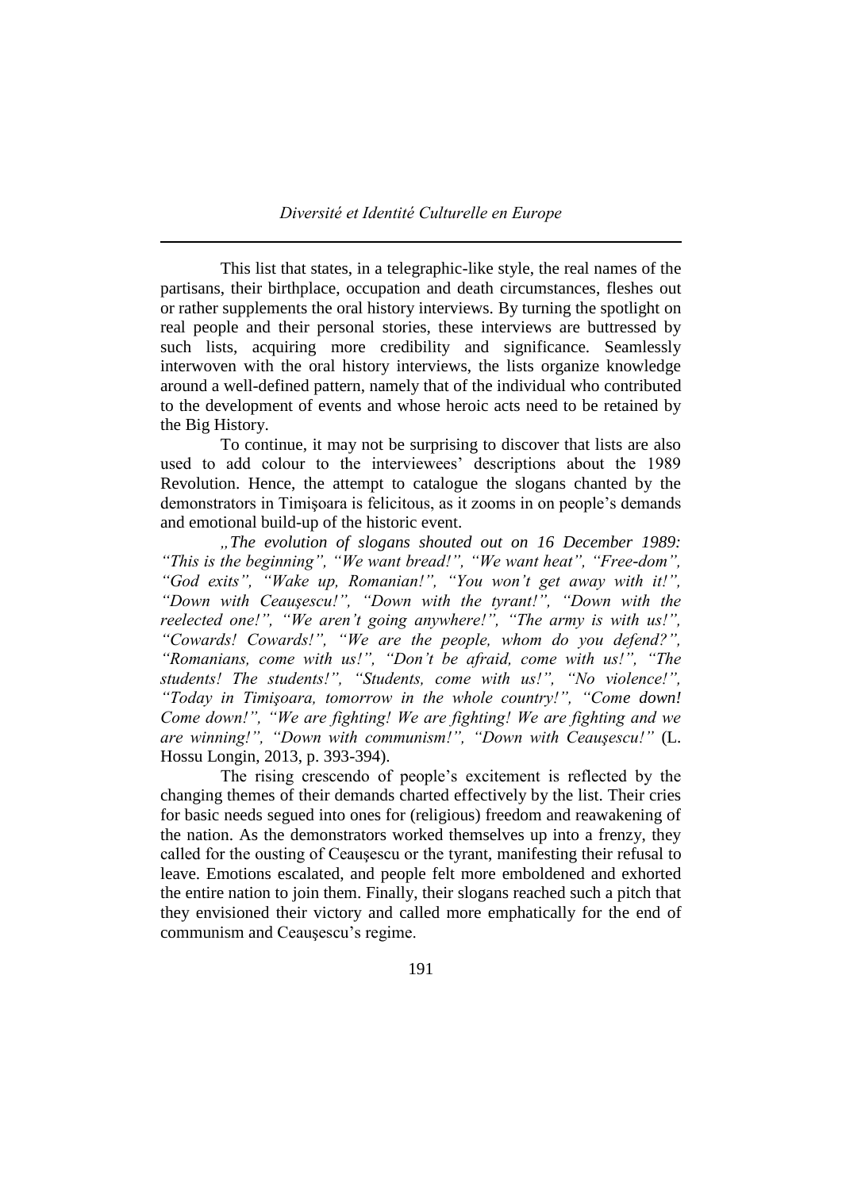This list that states, in a telegraphic-like style, the real names of the partisans, their birthplace, occupation and death circumstances, fleshes out or rather supplements the oral history interviews. By turning the spotlight on real people and their personal stories, these interviews are buttressed by such lists, acquiring more credibility and significance. Seamlessly interwoven with the oral history interviews, the lists organize knowledge around a well-defined pattern, namely that of the individual who contributed to the development of events and whose heroic acts need to be retained by the Big History.

To continue, it may not be surprising to discover that lists are also used to add colour to the interviewees' descriptions about the 1989 Revolution. Hence, the attempt to catalogue the slogans chanted by the demonstrators in Timişoara is felicitous, as it zooms in on people's demands and emotional build-up of the historic event.

*„The evolution of slogans shouted out on 16 December 1989: "This is the beginning", "We want bread!", "We want heat", "Free-dom", "God exits", "Wake up, Romanian!", "You won't get away with it!", "Down with Ceauşescu!", "Down with the tyrant!", "Down with the reelected one!", "We aren't going anywhere!", "The army is with us!", "Cowards! Cowards!", "We are the people, whom do you defend?", "Romanians, come with us!", "Don't be afraid, come with us!", "The students! The students!", "Students, come with us!", "No violence!", "Today in Timişoara, tomorrow in the whole country!", "Come down! Come down!", "We are fighting! We are fighting! We are fighting and we are winning!", "Down with communism!", "Down with Ceauşescu!"* (L. Hossu Longin, 2013, p. 393-394).

The rising crescendo of people's excitement is reflected by the changing themes of their demands charted effectively by the list. Their cries for basic needs segued into ones for (religious) freedom and reawakening of the nation. As the demonstrators worked themselves up into a frenzy, they called for the ousting of Ceauşescu or the tyrant, manifesting their refusal to leave. Emotions escalated, and people felt more emboldened and exhorted the entire nation to join them. Finally, their slogans reached such a pitch that they envisioned their victory and called more emphatically for the end of communism and Ceauşescu's regime.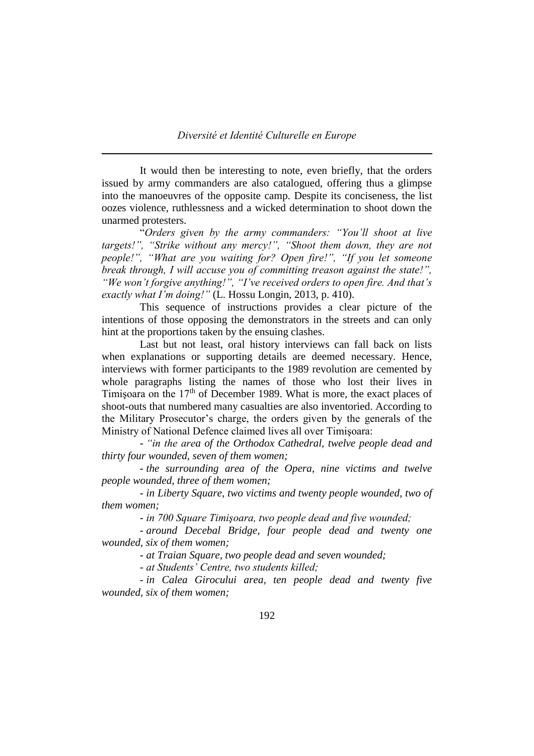It would then be interesting to note, even briefly, that the orders issued by army commanders are also catalogued, offering thus a glimpse into the manoeuvres of the opposite camp. Despite its conciseness, the list oozes violence, ruthlessness and a wicked determination to shoot down the unarmed protesters.

"*Orders given by the army commanders: "You'll shoot at live targets!", "Strike without any mercy!", "Shoot them down, they are not people!", "What are you waiting for? Open fire!", "If you let someone break through, I will accuse you of committing treason against the state!", "We won't forgive anything!", "I've received orders to open fire. And that's exactly what I'm doing!"* (L. Hossu Longin, 2013, p. 410).

This sequence of instructions provides a clear picture of the intentions of those opposing the demonstrators in the streets and can only hint at the proportions taken by the ensuing clashes.

Last but not least, oral history interviews can fall back on lists when explanations or supporting details are deemed necessary. Hence, interviews with former participants to the 1989 revolution are cemented by whole paragraphs listing the names of those who lost their lives in Timişoara on the 17th of December 1989. What is more, the exact places of shoot-outs that numbered many casualties are also inventoried. According to the Military Prosecutor's charge, the orders given by the generals of the Ministry of National Defence claimed lives all over Timişoara:

- *"in the area of the Orthodox Cathedral, twelve people dead and thirty four wounded, seven of them women;*

- *the surrounding area of the Opera, nine victims and twelve people wounded, three of them women;*

- *in Liberty Square, two victims and twenty people wounded, two of them women;*

- *in 700 Square Timişoara, two people dead and five wounded;*

- *around Decebal Bridge, four people dead and twenty one wounded, six of them women;*

- *at Traian Square, two people dead and seven wounded;*

- *at Students' Centre, two students killed;*

- *in Calea Girocului area, ten people dead and twenty five wounded, six of them women;*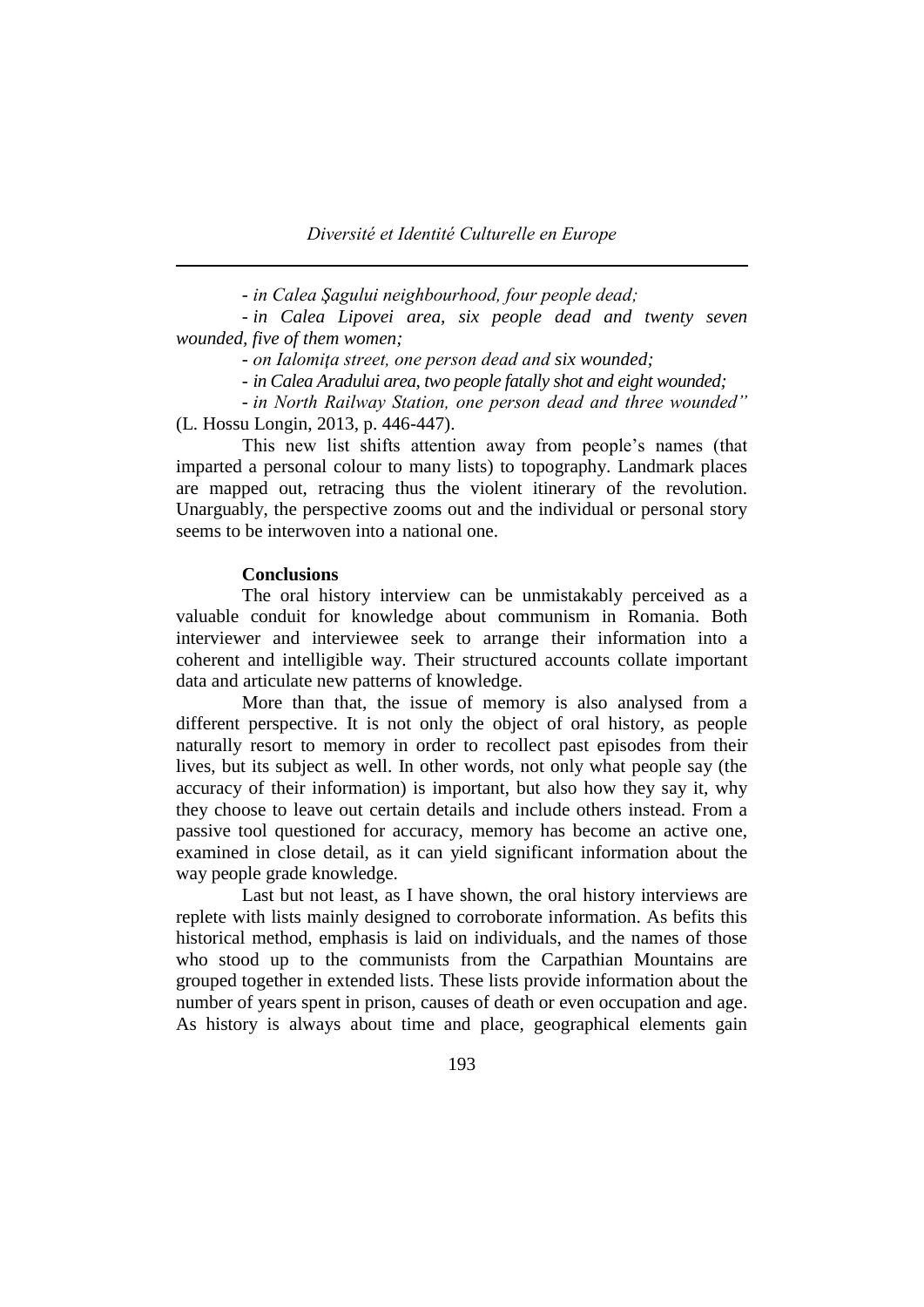*- in Calea Şagului neighbourhood, four people dead;*

*- in Calea Lipovei area, six people dead and twenty seven wounded, five of them women;*

*- on Ialomiţa street, one person dead and six wounded;*

*- in Calea Aradului area, two people fatally shot and eight wounded;*

*- in North Railway Station, one person dead and three wounded"* (L. Hossu Longin, 2013, p. 446-447).

This new list shifts attention away from people's names (that imparted a personal colour to many lists) to topography. Landmark places are mapped out, retracing thus the violent itinerary of the revolution. Unarguably, the perspective zooms out and the individual or personal story seems to be interwoven into a national one.

**Conclusions**

The oral history interview can be unmistakably perceived as a valuable conduit for knowledge about communism in Romania. Both interviewer and interviewee seek to arrange their information into a coherent and intelligible way. Their structured accounts collate important data and articulate new patterns of knowledge.

More than that, the issue of memory is also analysed from a different perspective. It is not only the object of oral history, as people naturally resort to memory in order to recollect past episodes from their lives, but its subject as well. In other words, not only what people say (the accuracy of their information) is important, but also how they say it, why they choose to leave out certain details and include others instead. From a passive tool questioned for accuracy, memory has become an active one, examined in close detail, as it can yield significant information about the way people grade knowledge.

Last but not least, as I have shown, the oral history interviews are replete with lists mainly designed to corroborate information. As befits this historical method, emphasis is laid on individuals, and the names of those who stood up to the communists from the Carpathian Mountains are grouped together in extended lists. These lists provide information about the number of years spent in prison, causes of death or even occupation and age. As history is always about time and place, geographical elements gain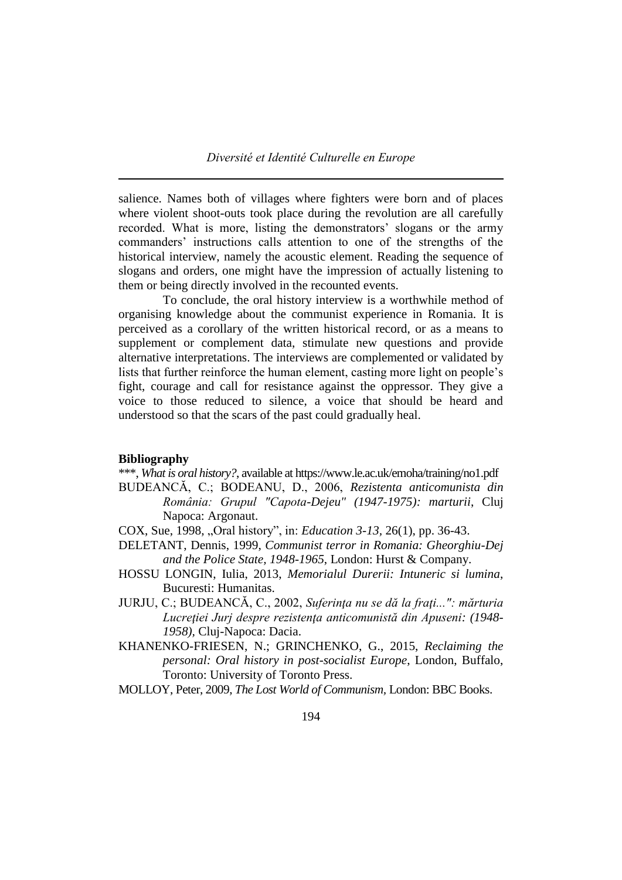salience. Names both of villages where fighters were born and of places where violent shoot-outs took place during the revolution are all carefully recorded. What is more, listing the demonstrators' slogans or the army commanders' instructions calls attention to one of the strengths of the historical interview, namely the acoustic element. Reading the sequence of slogans and orders, one might have the impression of actually listening to them or being directly involved in the recounted events.

To conclude, the oral history interview is a worthwhile method of organising knowledge about the communist experience in Romania. It is perceived as a corollary of the written historical record, or as a means to supplement or complement data, stimulate new questions and provide alternative interpretations. The interviews are complemented or validated by lists that further reinforce the human element, casting more light on people's fight, courage and call for resistance against the oppressor. They give a voice to those reduced to silence, a voice that should be heard and understood so that the scars of the past could gradually heal.

**Bibliography**

***, *What is oral history?*, available at https://www.le.ac.uk/emoha/training/no1.pdf

BUDEANCĂ, C.; BODEANU, D., 2006, *Rezistenta anticomunista din România: Grupul "Capota-Dejeu" (1947-1975): marturii*, Cluj Napoca: Argonaut.

COX, Sue, 1998, „Oral history", in: *Education 3-13*, 26(1), pp. 36-43.

DELETANT, Dennis, 1999, *Communist terror in Romania: Gheorghiu-Dej and the Police State, 1948-1965*, London: Hurst & Company.

HOSSU LONGIN, Iulia, 2013, *Memorialul Durerii: Intuneric si lumina*, Bucuresti: Humanitas.

JURJU, C.; BUDEANCĂ, C., 2002, *Suferinţa nu se dă la fraţi...": mărturia Lucreţiei Jurj despre rezistenţa anticomunistă din Apuseni: (1948-1958)*, Cluj-Napoca: Dacia.

KHANENKO-FRIESEN, N.; GRINCHENKO, G., 2015, *Reclaiming the personal: Oral history in post-socialist Europe*, London, Buffalo, Toronto: University of Toronto Press.

MOLLOY, Peter, 2009, *The Lost World of Communism*, London: BBC Books.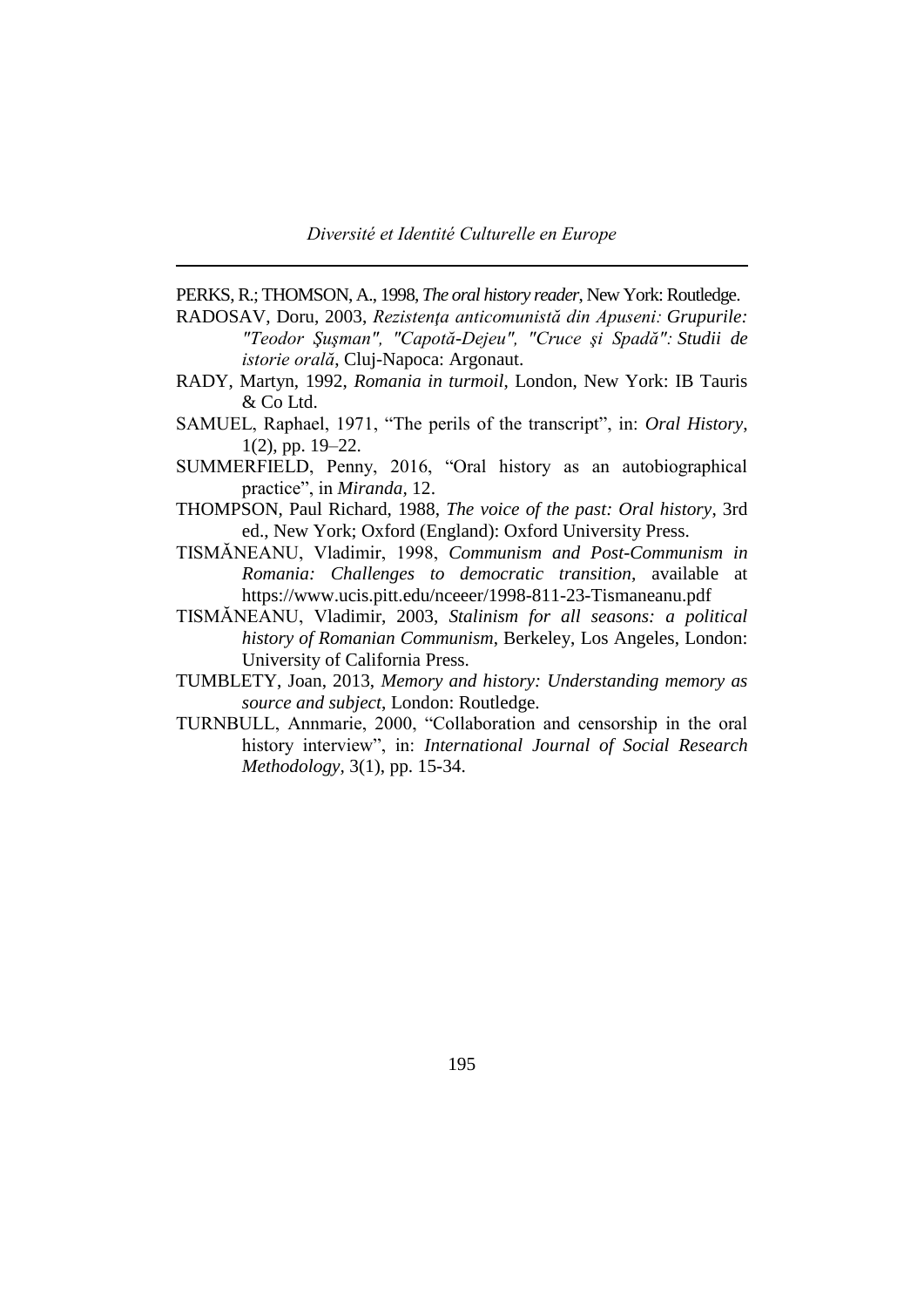PERKS, R.; THOMSON, A., 1998, *The oral history reader*, New York: Routledge.

RADOSAV, Doru, 2003, *Rezistența anticomunistă din Apuseni: Grupurile: "Teodor Şuşman", "Capotă-Dejeu", "Cruce şi Spadă": Studii de istorie orală*, Cluj-Napoca: Argonaut.

RADY, Martyn, 1992, *Romania in turmoil*, London, New York: IB Tauris & Co Ltd.

SAMUEL, Raphael, 1971, "The perils of the transcript", in: *Oral History*, 1(2), pp. 19–22.

SUMMERFIELD, Penny, 2016, "Oral history as an autobiographical practice", in *Miranda*, 12.

THOMPSON, Paul Richard, 1988, *The voice of the past: Oral history*, 3rd ed., New York; Oxford (England): Oxford University Press.

TISMĂNEANU, Vladimir, 1998, *Communism and Post-Communism in Romania: Challenges to democratic transition*, available at https://www.ucis.pitt.edu/nceeer/1998-811-23-Tismaneanu.pdf

TISMĂNEANU, Vladimir, 2003, *Stalinism for all seasons: a political history of Romanian Communism*, Berkeley, Los Angeles, London: University of California Press.

TUMBLETY, Joan, 2013, *Memory and history: Understanding memory as source and subject*, London: Routledge.

TURNBULL, Annmarie, 2000, "Collaboration and censorship in the oral history interview", in: *International Journal of Social Research Methodology*, 3(1), pp. 15-34.